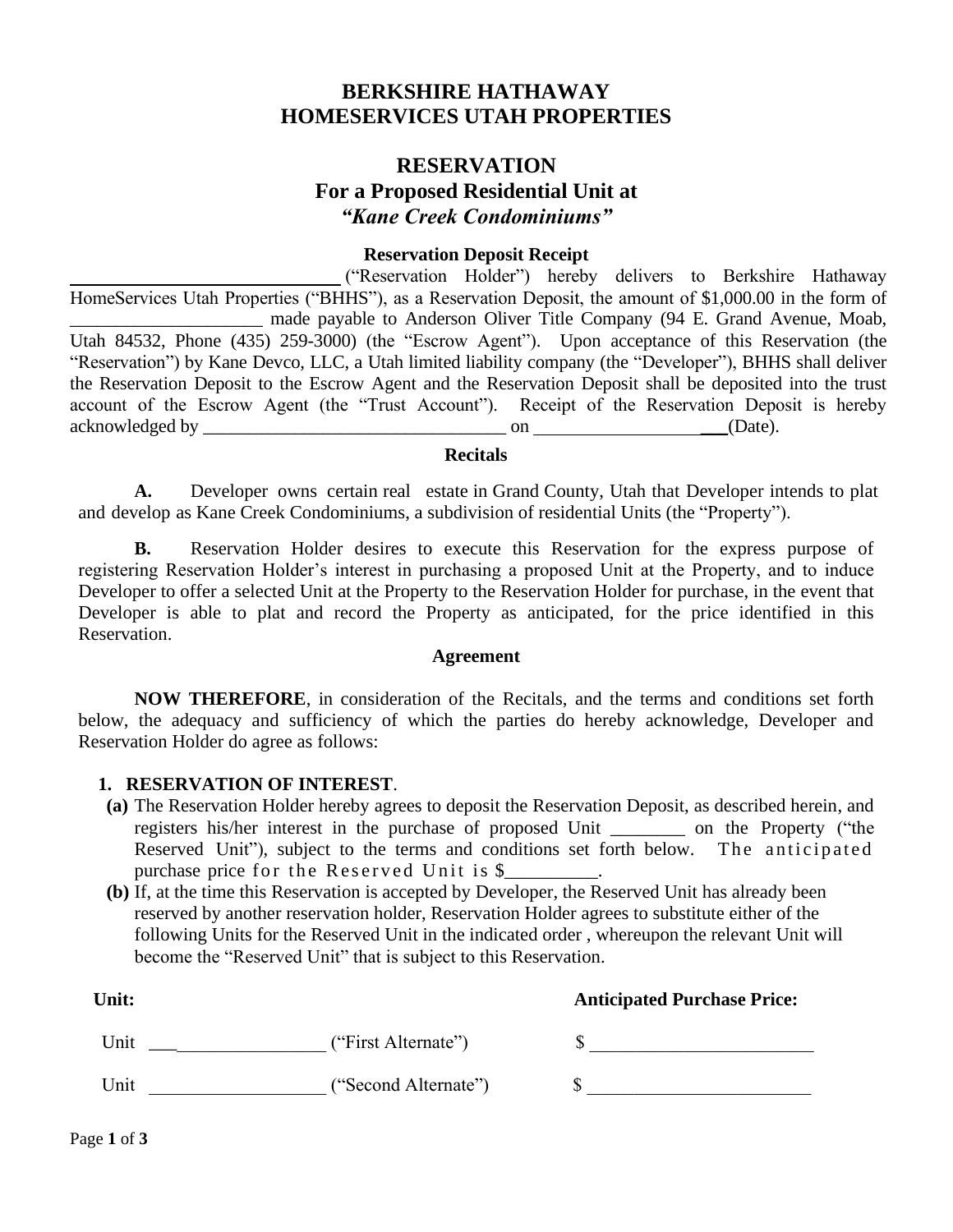# BERKSHIRE HATHAWAY HOMESERVICES UTAH PROPERTIES

## RESERVATION
## For a Proposed Residential Unit at
## *"Kane Creek Condominiums"*

**Reservation Deposit Receipt**

______________________________ ("Reservation Holder") hereby delivers to Berkshire Hathaway HomeServices Utah Properties ("BHHS"), as a Reservation Deposit, the amount of $1,000.00 in the form of ____________________ made payable to Anderson Oliver Title Company (94 E. Grand Avenue, Moab, Utah 84532, Phone (435) 259-3000) (the "Escrow Agent"). Upon acceptance of this Reservation (the "Reservation") by Kane Devco, LLC, a Utah limited liability company (the "Developer"), BHHS shall deliver the Reservation Deposit to the Escrow Agent and the Reservation Deposit shall be deposited into the trust account of the Escrow Agent (the "Trust Account"). Receipt of the Reservation Deposit is hereby acknowledged by _________________________________ on _____________________(Date).

**Recitals**

**A.** Developer owns certain real estate in Grand County, Utah that Developer intends to plat and develop as Kane Creek Condominiums, a subdivision of residential Units (the "Property").

**B.** Reservation Holder desires to execute this Reservation for the express purpose of registering Reservation Holder's interest in purchasing a proposed Unit at the Property, and to induce Developer to offer a selected Unit at the Property to the Reservation Holder for purchase, in the event that Developer is able to plat and record the Property as anticipated, for the price identified in this Reservation.

**Agreement**

**NOW THEREFORE**, in consideration of the Recitals, and the terms and conditions set forth below, the adequacy and sufficiency of which the parties do hereby acknowledge, Developer and Reservation Holder do agree as follows:

1. **RESERVATION OF INTEREST**.
   - **(a)** The Reservation Holder hereby agrees to deposit the Reservation Deposit, as described herein, and registers his/her interest in the purchase of proposed Unit ________ on the Property ("the Reserved Unit"), subject to the terms and conditions set forth below. The anticipated purchase price for the Reserved Unit is $__________.
   - **(b)** If, at the time this Reservation is accepted by Developer, the Reserved Unit has already been reserved by another reservation holder, Reservation Holder agrees to substitute either of the following Units for the Reserved Unit in the indicated order , whereupon the relevant Unit will become the "Reserved Unit" that is subject to this Reservation.

| **Unit:** | | **Anticipated Purchase Price:** |
|---|---|---|
| Unit __________________ | ("First Alternate") | $ ________________________ |
| Unit __________________ | ("Second Alternate") | $ ________________________ |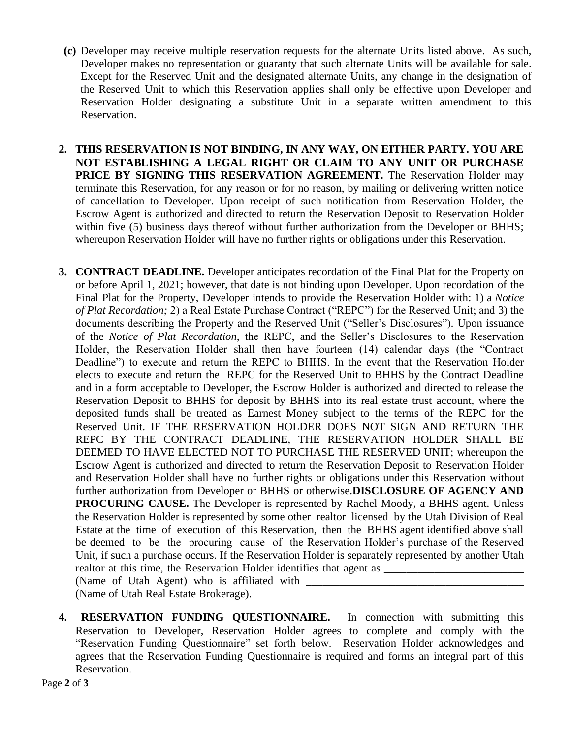**(c)** Developer may receive multiple reservation requests for the alternate Units listed above. As such, Developer makes no representation or guaranty that such alternate Units will be available for sale. Except for the Reserved Unit and the designated alternate Units, any change in the designation of the Reserved Unit to which this Reservation applies shall only be effective upon Developer and Reservation Holder designating a substitute Unit in a separate written amendment to this Reservation.

2. **THIS RESERVATION IS NOT BINDING, IN ANY WAY, ON EITHER PARTY. YOU ARE NOT ESTABLISHING A LEGAL RIGHT OR CLAIM TO ANY UNIT OR PURCHASE PRICE BY SIGNING THIS RESERVATION AGREEMENT.** The Reservation Holder may terminate this Reservation, for any reason or for no reason, by mailing or delivering written notice of cancellation to Developer. Upon receipt of such notification from Reservation Holder, the Escrow Agent is authorized and directed to return the Reservation Deposit to Reservation Holder within five (5) business days thereof without further authorization from the Developer or BHHS; whereupon Reservation Holder will have no further rights or obligations under this Reservation.

3. **CONTRACT DEADLINE.** Developer anticipates recordation of the Final Plat for the Property on or before April 1, 2021; however, that date is not binding upon Developer. Upon recordation of the Final Plat for the Property, Developer intends to provide the Reservation Holder with: 1) a *Notice of Plat Recordation;* 2) a Real Estate Purchase Contract ("REPC") for the Reserved Unit; and 3) the documents describing the Property and the Reserved Unit ("Seller's Disclosures"). Upon issuance of the *Notice of Plat Recordation*, the REPC, and the Seller's Disclosures to the Reservation Holder, the Reservation Holder shall then have fourteen (14) calendar days (the "Contract Deadline") to execute and return the REPC to BHHS. In the event that the Reservation Holder elects to execute and return the REPC for the Reserved Unit to BHHS by the Contract Deadline and in a form acceptable to Developer, the Escrow Holder is authorized and directed to release the Reservation Deposit to BHHS for deposit by BHHS into its real estate trust account, where the deposited funds shall be treated as Earnest Money subject to the terms of the REPC for the Reserved Unit. IF THE RESERVATION HOLDER DOES NOT SIGN AND RETURN THE REPC BY THE CONTRACT DEADLINE, THE RESERVATION HOLDER SHALL BE DEEMED TO HAVE ELECTED NOT TO PURCHASE THE RESERVED UNIT; whereupon the Escrow Agent is authorized and directed to return the Reservation Deposit to Reservation Holder and Reservation Holder shall have no further rights or obligations under this Reservation without further authorization from Developer or BHHS or otherwise.**DISCLOSURE OF AGENCY AND PROCURING CAUSE.** The Developer is represented by Rachel Moody, a BHHS agent. Unless the Reservation Holder is represented by some other realtor licensed by the Utah Division of Real Estate at the time of execution of this Reservation, then the BHHS agent identified above shall be deemed to be the procuring cause of the Reservation Holder's purchase of the Reserved Unit, if such a purchase occurs. If the Reservation Holder is separately represented by another Utah realtor at this time, the Reservation Holder identifies that agent as _________________________ (Name of Utah Agent) who is affiliated with _______________________________________ (Name of Utah Real Estate Brokerage).

4. **RESERVATION FUNDING QUESTIONNAIRE.** In connection with submitting this Reservation to Developer, Reservation Holder agrees to complete and comply with the "Reservation Funding Questionnaire" set forth below. Reservation Holder acknowledges and agrees that the Reservation Funding Questionnaire is required and forms an integral part of this Reservation.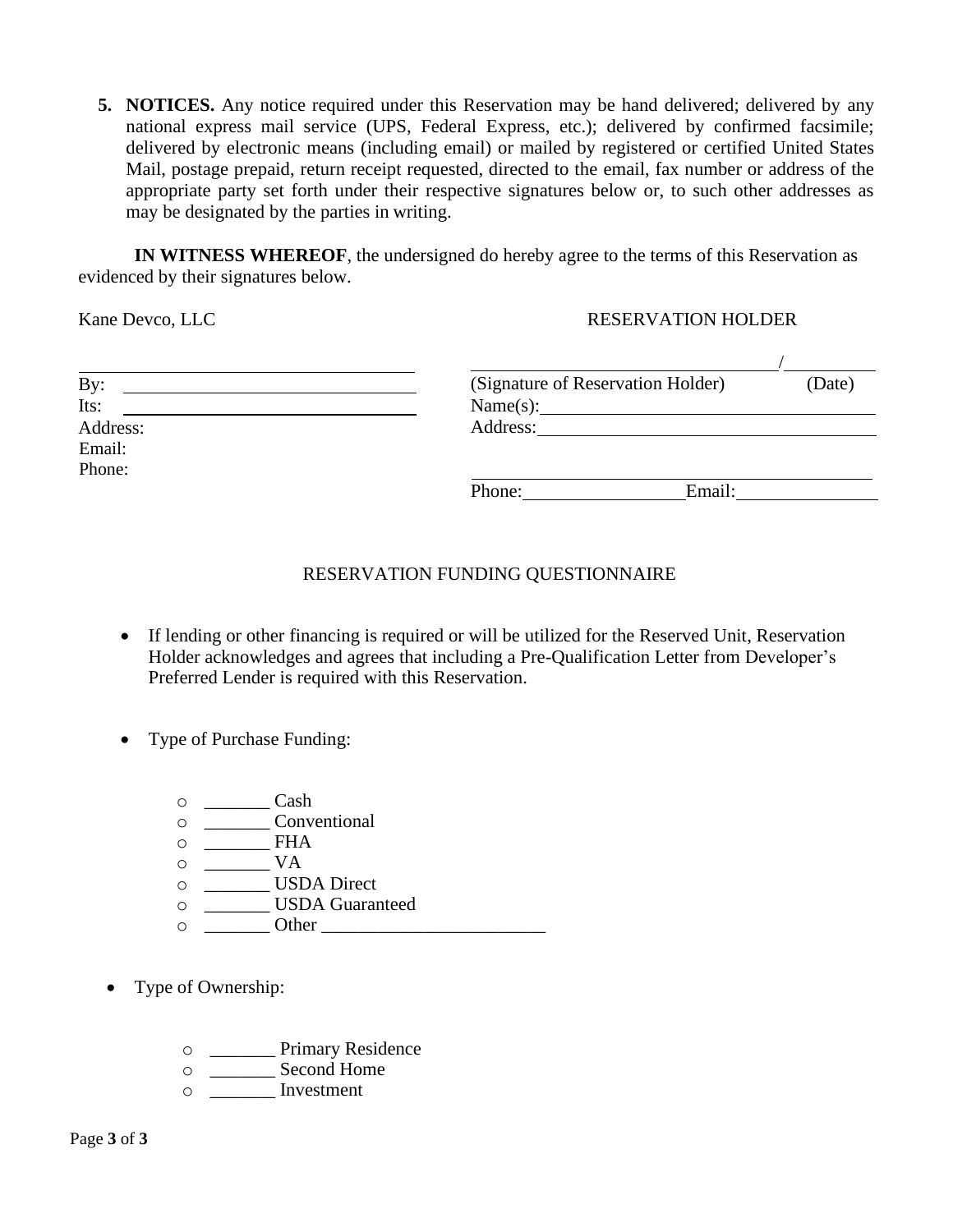5. **NOTICES.** Any notice required under this Reservation may be hand delivered; delivered by any national express mail service (UPS, Federal Express, etc.); delivered by confirmed facsimile; delivered by electronic means (including email) or mailed by registered or certified United States Mail, postage prepaid, return receipt requested, directed to the email, fax number or address of the appropriate party set forth under their respective signatures below or, to such other addresses as may be designated by the parties in writing.

**IN WITNESS WHEREOF**, the undersigned do hereby agree to the terms of this Reservation as evidenced by their signatures below.

Kane Devco, LLC

______________________________

By: ______________________________

Its: ______________________________

Address:

Email:

Phone:

RESERVATION HOLDER

______________________________/__________

(Signature of Reservation Holder) (Date)

Name(s):______________________________

Address:______________________________

______________________________

Phone:________________ Email:______________

RESERVATION FUNDING QUESTIONNAIRE

- If lending or other financing is required or will be utilized for the Reserved Unit, Reservation Holder acknowledges and agrees that including a Pre-Qualification Letter from Developer's Preferred Lender is required with this Reservation.

- Type of Purchase Funding:

  - _______ Cash
  - _______ Conventional
  - _______ FHA
  - _______ VA
  - _______ USDA Direct
  - _______ USDA Guaranteed
  - _______ Other ________________________

- Type of Ownership:

  - _______ Primary Residence
  - _______ Second Home
  - _______ Investment